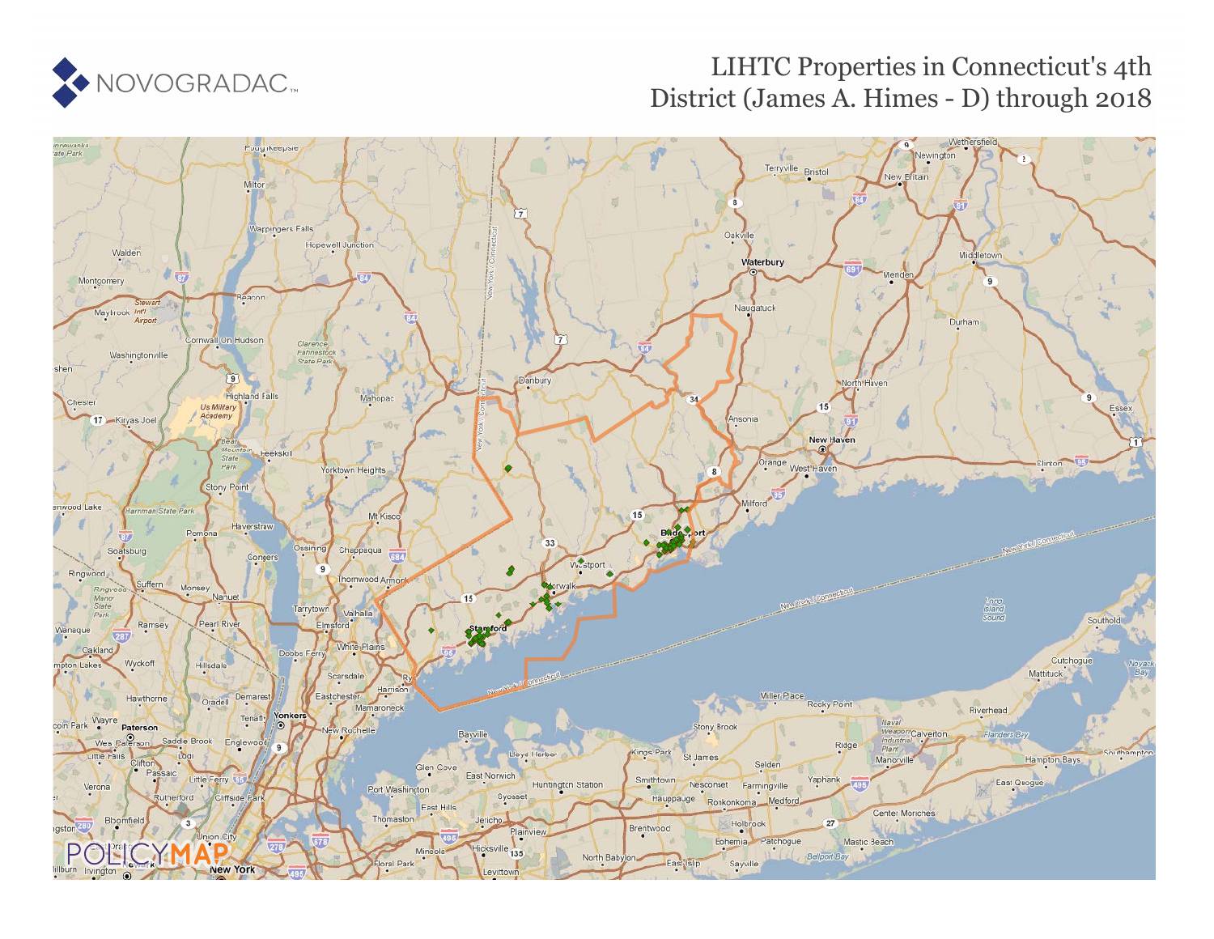NOVOGRADAC

# LIHTC Properties in Connecticut's 4th District (James A. Himes - D) through 2018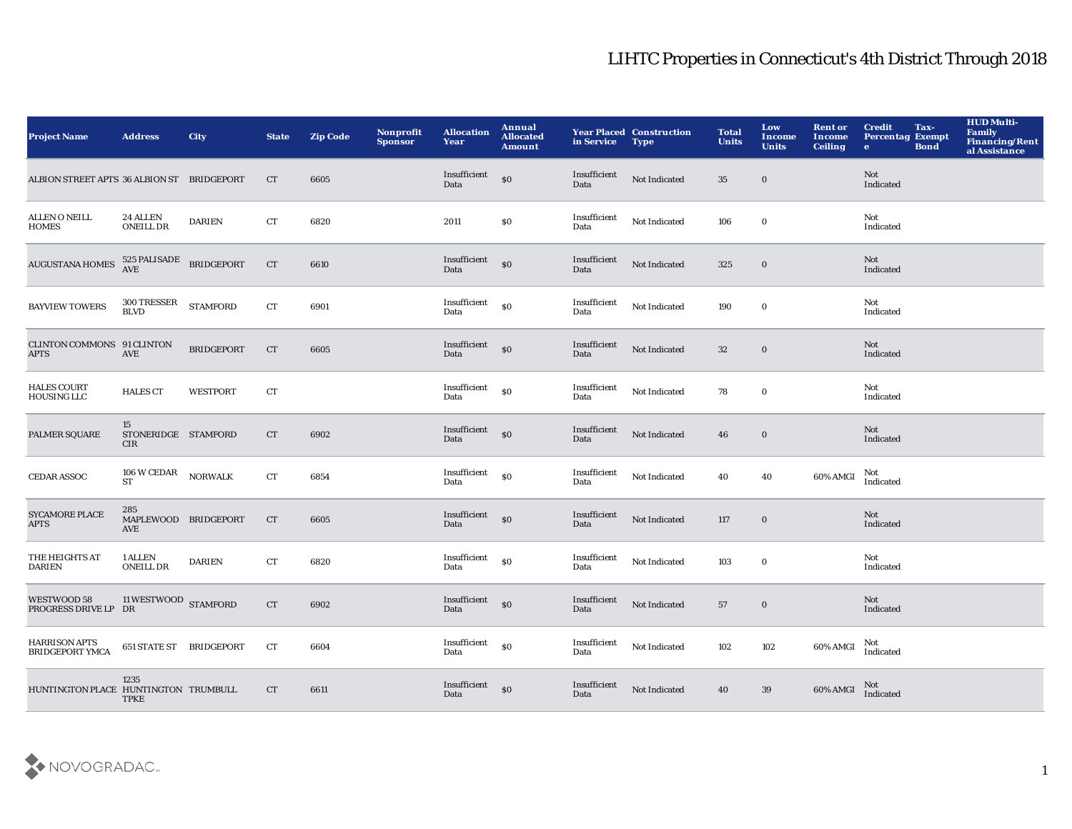# LIHTC Properties in Connecticut's 4th District Through 2018

| Project Name | Address | City | State | Zip Code | Nonprofit Sponsor | Allocation Year | Annual Allocated Amount | Year Placed in Service | Construction Type | Total Units | Low Income Units | Rent or Income Ceiling | Credit Percentage | Tax-Exempt Bond | HUD Multi-Family Financing/Rental Assistance |
|---|---|---|---|---|---|---|---|---|---|---|---|---|---|---|---|
| ALBION STREET APTS | 36 ALBION ST | BRIDGEPORT | CT | 6605 | | Insufficient Data | $0 | Insufficient Data | Not Indicated | 35 | 0 | | Not Indicated | | |
| ALLEN O NEILL HOMES | 24 ALLEN ONEILL DR | DARIEN | CT | 6820 | | 2011 | $0 | Insufficient Data | Not Indicated | 106 | 0 | | Not Indicated | | |
| AUGUSTANA HOMES | 525 PALISADE AVE | BRIDGEPORT | CT | 6610 | | Insufficient Data | $0 | Insufficient Data | Not Indicated | 325 | 0 | | Not Indicated | | |
| BAYVIEW TOWERS | 300 TRESSER BLVD | STAMFORD | CT | 6901 | | Insufficient Data | $0 | Insufficient Data | Not Indicated | 190 | 0 | | Not Indicated | | |
| CLINTON COMMONS APTS | 91 CLINTON AVE | BRIDGEPORT | CT | 6605 | | Insufficient Data | $0 | Insufficient Data | Not Indicated | 32 | 0 | | Not Indicated | | |
| HALES COURT HOUSING LLC | HALES CT | WESTPORT | CT | | | Insufficient Data | $0 | Insufficient Data | Not Indicated | 78 | 0 | | Not Indicated | | |
| PALMER SQUARE | 15 STONERIDGE CIR | STAMFORD | CT | 6902 | | Insufficient Data | $0 | Insufficient Data | Not Indicated | 46 | 0 | | Not Indicated | | |
| CEDAR ASSOC | 106 W CEDAR ST | NORWALK | CT | 6854 | | Insufficient Data | $0 | Insufficient Data | Not Indicated | 40 | 40 | 60% AMGI | Not Indicated | | |
| SYCAMORE PLACE APTS | 285 MAPLEWOOD AVE | BRIDGEPORT | CT | 6605 | | Insufficient Data | $0 | Insufficient Data | Not Indicated | 117 | 0 | | Not Indicated | | |
| THE HEIGHTS AT DARIEN | 1 ALLEN ONEILL DR | DARIEN | CT | 6820 | | Insufficient Data | $0 | Insufficient Data | Not Indicated | 103 | 0 | | Not Indicated | | |
| WESTWOOD 58 PROGRESS DRIVE LP | 11 WESTWOOD DR | STAMFORD | CT | 6902 | | Insufficient Data | $0 | Insufficient Data | Not Indicated | 57 | 0 | | Not Indicated | | |
| HARRISON APTS BRIDGEPORT YMCA | 651 STATE ST | BRIDGEPORT | CT | 6604 | | Insufficient Data | $0 | Insufficient Data | Not Indicated | 102 | 102 | 60% AMGI | Not Indicated | | |
| HUNTINGTON PLACE | 1235 HUNTINGTON TPKE | TRUMBULL | CT | 6611 | | Insufficient Data | $0 | Insufficient Data | Not Indicated | 40 | 39 | 60% AMGI | Not Indicated | | |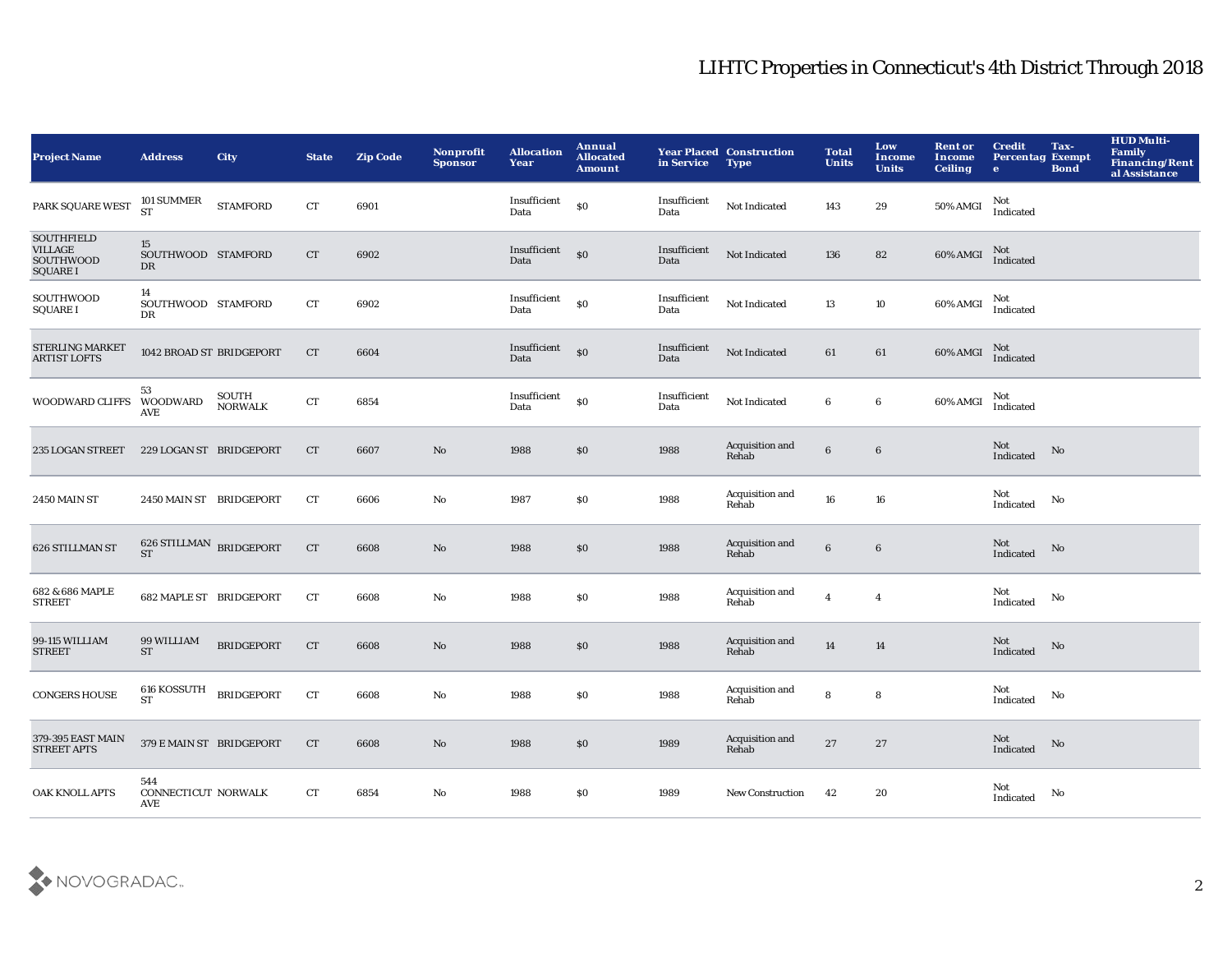# LIHTC Properties in Connecticut's 4th District Through 2018

| Project Name | Address | City | State | Zip Code | Nonprofit Sponsor | Allocation Year | Annual Allocated Amount | Year Placed in Service | Construction Type | Total Units | Low Income Units | Rent or Income Ceiling | Credit Percentage | Tax-Exempt Bond | HUD Multi-Family Financing/Rental Assistance |
|---|---|---|---|---|---|---|---|---|---|---|---|---|---|---|---|
| PARK SQUARE WEST | 101 SUMMER ST | STAMFORD | CT | 6901 | | Insufficient Data | $0 | Insufficient Data | Not Indicated | 143 | 29 | 50% AMGI | Not Indicated | | |
| SOUTHFIELD VILLAGE SOUTHWOOD SQUARE I | 15 SOUTHWOOD DR | STAMFORD | CT | 6902 | | Insufficient Data | $0 | Insufficient Data | Not Indicated | 136 | 82 | 60% AMGI | Not Indicated | | |
| SOUTHWOOD SQUARE I | 14 SOUTHWOOD DR | STAMFORD | CT | 6902 | | Insufficient Data | $0 | Insufficient Data | Not Indicated | 13 | 10 | 60% AMGI | Not Indicated | | |
| STERLING MARKET ARTIST LOFTS | 1042 BROAD ST | BRIDGEPORT | CT | 6604 | | Insufficient Data | $0 | Insufficient Data | Not Indicated | 61 | 61 | 60% AMGI | Not Indicated | | |
| WOODWARD CLIFFS | 53 WOODWARD AVE | SOUTH NORWALK | CT | 6854 | | Insufficient Data | $0 | Insufficient Data | Not Indicated | 6 | 6 | 60% AMGI | Not Indicated | | |
| 235 LOGAN STREET | 229 LOGAN ST | BRIDGEPORT | CT | 6607 | No | 1988 | $0 | 1988 | Acquisition and Rehab | 6 | 6 | | Not Indicated | No | |
| 2450 MAIN ST | 2450 MAIN ST | BRIDGEPORT | CT | 6606 | No | 1987 | $0 | 1988 | Acquisition and Rehab | 16 | 16 | | Not Indicated | No | |
| 626 STILLMAN ST | 626 STILLMAN ST | BRIDGEPORT | CT | 6608 | No | 1988 | $0 | 1988 | Acquisition and Rehab | 6 | 6 | | Not Indicated | No | |
| 682 & 686 MAPLE STREET | 682 MAPLE ST | BRIDGEPORT | CT | 6608 | No | 1988 | $0 | 1988 | Acquisition and Rehab | 4 | 4 | | Not Indicated | No | |
| 99-115 WILLIAM STREET | 99 WILLIAM ST | BRIDGEPORT | CT | 6608 | No | 1988 | $0 | 1988 | Acquisition and Rehab | 14 | 14 | | Not Indicated | No | |
| CONGERS HOUSE | 616 KOSSUTH ST | BRIDGEPORT | CT | 6608 | No | 1988 | $0 | 1988 | Acquisition and Rehab | 8 | 8 | | Not Indicated | No | |
| 379-395 EAST MAIN STREET APTS | 379 E MAIN ST | BRIDGEPORT | CT | 6608 | No | 1988 | $0 | 1989 | Acquisition and Rehab | 27 | 27 | | Not Indicated | No | |
| OAK KNOLL APTS | 544 CONNECTICUT AVE | NORWALK | CT | 6854 | No | 1988 | $0 | 1989 | New Construction | 42 | 20 | | Not Indicated | No | |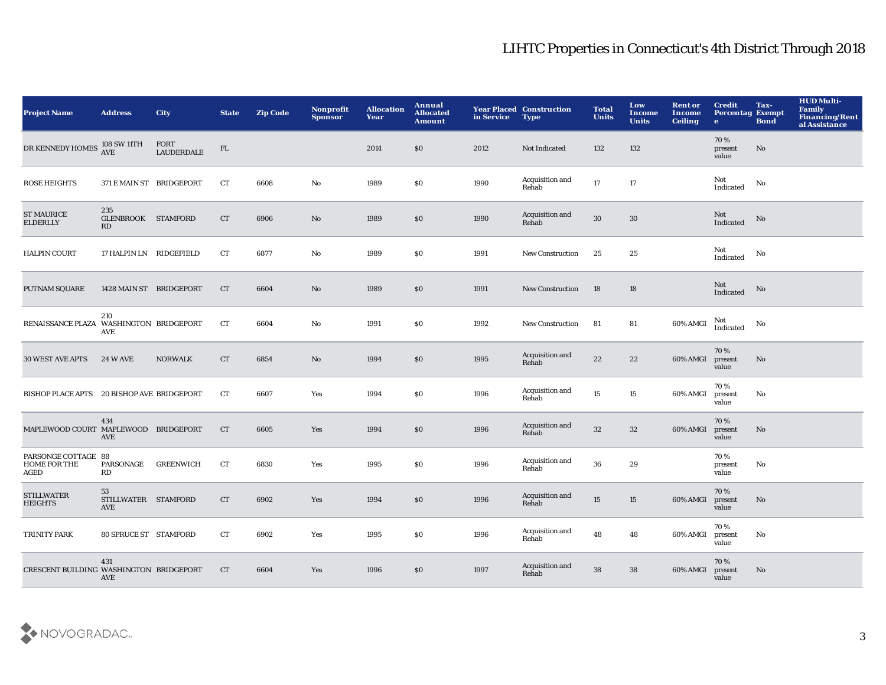# LIHTC Properties in Connecticut's 4th District Through 2018

| Project Name | Address | City | State | Zip Code | Nonprofit Sponsor | Allocation Year | Annual Allocated Amount | Year Placed in Service | Construction Type | Total Units | Low Income Units | Rent or Income Ceiling | Credit Percentage | Tax-Exempt Bond | HUD Multi-Family Financing/Rental Assistance |
|---|---|---|---|---|---|---|---|---|---|---|---|---|---|---|---|
| DR KENNEDY HOMES | 108 SW 11TH AVE | FORT LAUDERDALE | FL | | | 2014 | $0 | 2012 | Not Indicated | 132 | 132 | | 70 % present value | No | |
| ROSE HEIGHTS | 371 E MAIN ST | BRIDGEPORT | CT | 6608 | No | 1989 | $0 | 1990 | Acquisition and Rehab | 17 | 17 | | Not Indicated | No | |
| ST MAURICE ELDERLLY | 235 GLENBROOK RD | STAMFORD | CT | 6906 | No | 1989 | $0 | 1990 | Acquisition and Rehab | 30 | 30 | | Not Indicated | No | |
| HALPIN COURT | 17 HALPIN LN | RIDGEFIELD | CT | 6877 | No | 1989 | $0 | 1991 | New Construction | 25 | 25 | | Not Indicated | No | |
| PUTNAM SQUARE | 1428 MAIN ST | BRIDGEPORT | CT | 6604 | No | 1989 | $0 | 1991 | New Construction | 18 | 18 | | Not Indicated | No | |
| RENAISSANCE PLAZA | 210 WASHINGTON AVE | BRIDGEPORT | CT | 6604 | No | 1991 | $0 | 1992 | New Construction | 81 | 81 | 60% AMGI | Not Indicated | No | |
| 30 WEST AVE APTS | 24 W AVE | NORWALK | CT | 6854 | No | 1994 | $0 | 1995 | Acquisition and Rehab | 22 | 22 | 60% AMGI | 70 % present value | No | |
| BISHOP PLACE APTS | 20 BISHOP AVE | BRIDGEPORT | CT | 6607 | Yes | 1994 | $0 | 1996 | Acquisition and Rehab | 15 | 15 | 60% AMGI | 70 % present value | No | |
| MAPLEWOOD COURT | 434 MAPLEWOOD AVE | BRIDGEPORT | CT | 6605 | Yes | 1994 | $0 | 1996 | Acquisition and Rehab | 32 | 32 | 60% AMGI | 70 % present value | No | |
| PARSONGE COTTAGE HOME FOR THE AGED | 88 PARSONAGE RD | GREENWICH | CT | 6830 | Yes | 1995 | $0 | 1996 | Acquisition and Rehab | 36 | 29 | | 70 % present value | No | |
| STILLWATER HEIGHTS | 53 STILLWATER AVE | STAMFORD | CT | 6902 | Yes | 1994 | $0 | 1996 | Acquisition and Rehab | 15 | 15 | 60% AMGI | 70 % present value | No | |
| TRINITY PARK | 80 SPRUCE ST | STAMFORD | CT | 6902 | Yes | 1995 | $0 | 1996 | Acquisition and Rehab | 48 | 48 | 60% AMGI | 70 % present value | No | |
| CRESCENT BUILDING | 431 WASHINGTON AVE | BRIDGEPORT | CT | 6604 | Yes | 1996 | $0 | 1997 | Acquisition and Rehab | 38 | 38 | 60% AMGI | 70 % present value | No | |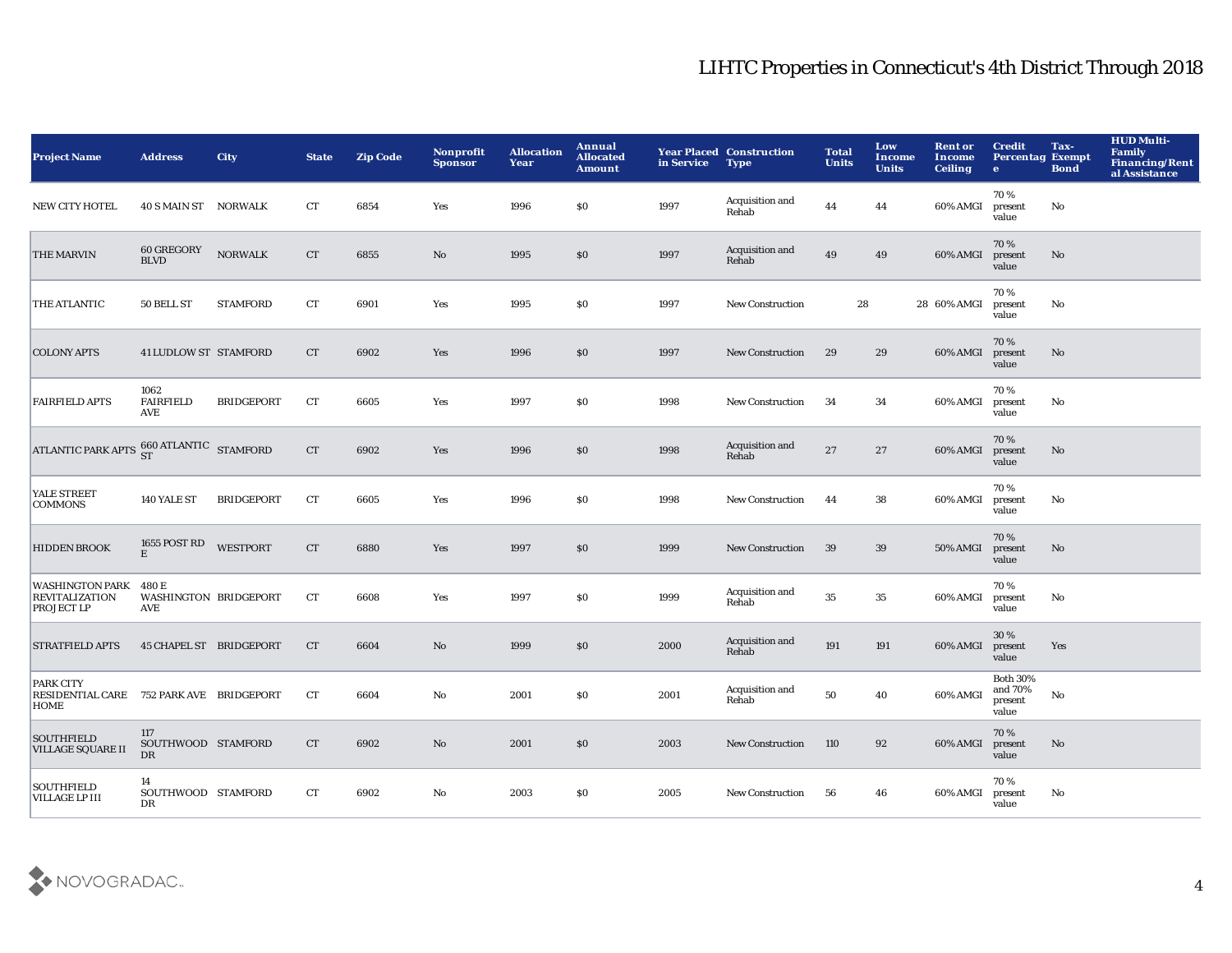# LIHTC Properties in Connecticut's 4th District Through 2018

| Project Name | Address | City | State | Zip Code | Nonprofit Sponsor | Allocation Year | Annual Allocated Amount | Year Placed in Service | Construction Type | Total Units | Low Income Units | Rent or Income Ceiling | Credit Percentage | Tax-Exempt Bond | HUD Multi-Family Financing/Rental Assistance |
|---|---|---|---|---|---|---|---|---|---|---|---|---|---|---|---|
| NEW CITY HOTEL | 40 S MAIN ST | NORWALK | CT | 6854 | Yes | 1996 | $0 | 1997 | Acquisition and Rehab | 44 | 44 | 60% AMGI | 70 % present value | No | |
| THE MARVIN | 60 GREGORY BLVD | NORWALK | CT | 6855 | No | 1995 | $0 | 1997 | Acquisition and Rehab | 49 | 49 | 60% AMGI | 70 % present value | No | |
| THE ATLANTIC | 50 BELL ST | STAMFORD | CT | 6901 | Yes | 1995 | $0 | 1997 | New Construction | 28 | 28 | 60% AMGI | 70 % present value | No | |
| COLONY APTS | 41 LUDLOW ST | STAMFORD | CT | 6902 | Yes | 1996 | $0 | 1997 | New Construction | 29 | 29 | 60% AMGI | 70 % present value | No | |
| FAIRFIELD APTS | 1062 FAIRFIELD AVE | BRIDGEPORT | CT | 6605 | Yes | 1997 | $0 | 1998 | New Construction | 34 | 34 | 60% AMGI | 70 % present value | No | |
| ATLANTIC PARK APTS | 660 ATLANTIC ST | STAMFORD | CT | 6902 | Yes | 1996 | $0 | 1998 | Acquisition and Rehab | 27 | 27 | 60% AMGI | 70 % present value | No | |
| YALE STREET COMMONS | 140 YALE ST | BRIDGEPORT | CT | 6605 | Yes | 1996 | $0 | 1998 | New Construction | 44 | 38 | 60% AMGI | 70 % present value | No | |
| HIDDEN BROOK | 1655 POST RD E | WESTPORT | CT | 6880 | Yes | 1997 | $0 | 1999 | New Construction | 39 | 39 | 50% AMGI | 70 % present value | No | |
| WASHINGTON PARK REVITALIZATION PROJECT LP | 480 E WASHINGTON AVE | BRIDGEPORT | CT | 6608 | Yes | 1997 | $0 | 1999 | Acquisition and Rehab | 35 | 35 | 60% AMGI | 70 % present value | No | |
| STRATFIELD APTS | 45 CHAPEL ST | BRIDGEPORT | CT | 6604 | No | 1999 | $0 | 2000 | Acquisition and Rehab | 191 | 191 | 60% AMGI | 30 % present value | Yes | |
| PARK CITY RESIDENTIAL CARE HOME | 752 PARK AVE | BRIDGEPORT | CT | 6604 | No | 2001 | $0 | 2001 | Acquisition and Rehab | 50 | 40 | 60% AMGI | Both 30% and 70% present value | No | |
| SOUTHFIELD VILLAGE SQUARE II | 117 SOUTHWOOD DR | STAMFORD | CT | 6902 | No | 2001 | $0 | 2003 | New Construction | 110 | 92 | 60% AMGI | 70 % present value | No | |
| SOUTHFIELD VILLAGE LP III | 14 SOUTHWOOD DR | STAMFORD | CT | 6902 | No | 2003 | $0 | 2005 | New Construction | 56 | 46 | 60% AMGI | 70 % present value | No | |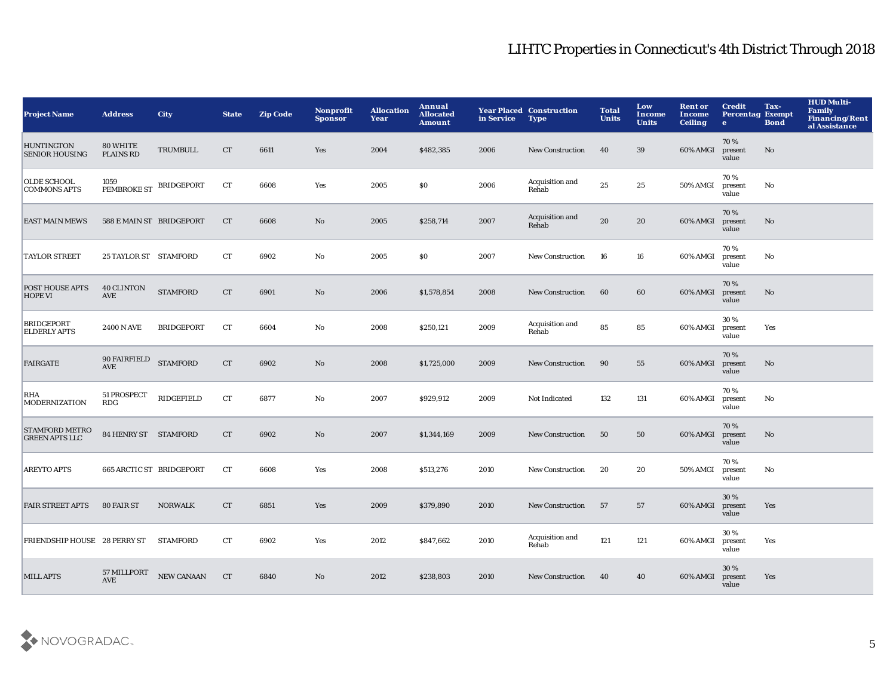# LIHTC Properties in Connecticut's 4th District Through 2018

| Project Name | Address | City | State | Zip Code | Nonprofit Sponsor | Allocation Year | Annual Allocated Amount | Year Placed in Service | Construction Type | Total Units | Low Income Units | Rent or Income Ceiling | Credit Percentage | Tax-Exempt Bond | HUD Multi-Family Financing/Rental Assistance |
|---|---|---|---|---|---|---|---|---|---|---|---|---|---|---|---|
| HUNTINGTON SENIOR HOUSING | 80 WHITE PLAINS RD | TRUMBULL | CT | 6611 | Yes | 2004 | $482,385 | 2006 | New Construction | 40 | 39 | 60% AMGI | 70 % present value | No | |
| OLDE SCHOOL COMMONS APTS | 1059 PEMBROKE ST | BRIDGEPORT | CT | 6608 | Yes | 2005 | $0 | 2006 | Acquisition and Rehab | 25 | 25 | 50% AMGI | 70 % present value | No | |
| EAST MAIN MEWS | 588 E MAIN ST | BRIDGEPORT | CT | 6608 | No | 2005 | $258,714 | 2007 | Acquisition and Rehab | 20 | 20 | 60% AMGI | 70 % present value | No | |
| TAYLOR STREET | 25 TAYLOR ST | STAMFORD | CT | 6902 | No | 2005 | $0 | 2007 | New Construction | 16 | 16 | 60% AMGI | 70 % present value | No | |
| POST HOUSE APTS HOPE VI | 40 CLINTON AVE | STAMFORD | CT | 6901 | No | 2006 | $1,578,854 | 2008 | New Construction | 60 | 60 | 60% AMGI | 70 % present value | No | |
| BRIDGEPORT ELDERLY APTS | 2400 N AVE | BRIDGEPORT | CT | 6604 | No | 2008 | $250,121 | 2009 | Acquisition and Rehab | 85 | 85 | 60% AMGI | 30 % present value | Yes | |
| FAIRGATE | 90 FAIRFIELD AVE | STAMFORD | CT | 6902 | No | 2008 | $1,725,000 | 2009 | New Construction | 90 | 55 | 60% AMGI | 70 % present value | No | |
| RHA MODERNIZATION | 51 PROSPECT RDG | RIDGEFIELD | CT | 6877 | No | 2007 | $929,912 | 2009 | Not Indicated | 132 | 131 | 60% AMGI | 70 % present value | No | |
| STAMFORD METRO GREEN APTS LLC | 84 HENRY ST | STAMFORD | CT | 6902 | No | 2007 | $1,344,169 | 2009 | New Construction | 50 | 50 | 60% AMGI | 70 % present value | No | |
| AREYTO APTS | 665 ARCTIC ST | BRIDGEPORT | CT | 6608 | Yes | 2008 | $513,276 | 2010 | New Construction | 20 | 20 | 50% AMGI | 70 % present value | No | |
| FAIR STREET APTS | 80 FAIR ST | NORWALK | CT | 6851 | Yes | 2009 | $379,890 | 2010 | New Construction | 57 | 57 | 60% AMGI | 30 % present value | Yes | |
| FRIENDSHIP HOUSE | 28 PERRY ST | STAMFORD | CT | 6902 | Yes | 2012 | $847,662 | 2010 | Acquisition and Rehab | 121 | 121 | 60% AMGI | 30 % present value | Yes | |
| MILL APTS | 57 MILLPORT AVE | NEW CANAAN | CT | 6840 | No | 2012 | $238,803 | 2010 | New Construction | 40 | 40 | 60% AMGI | 30 % present value | Yes | |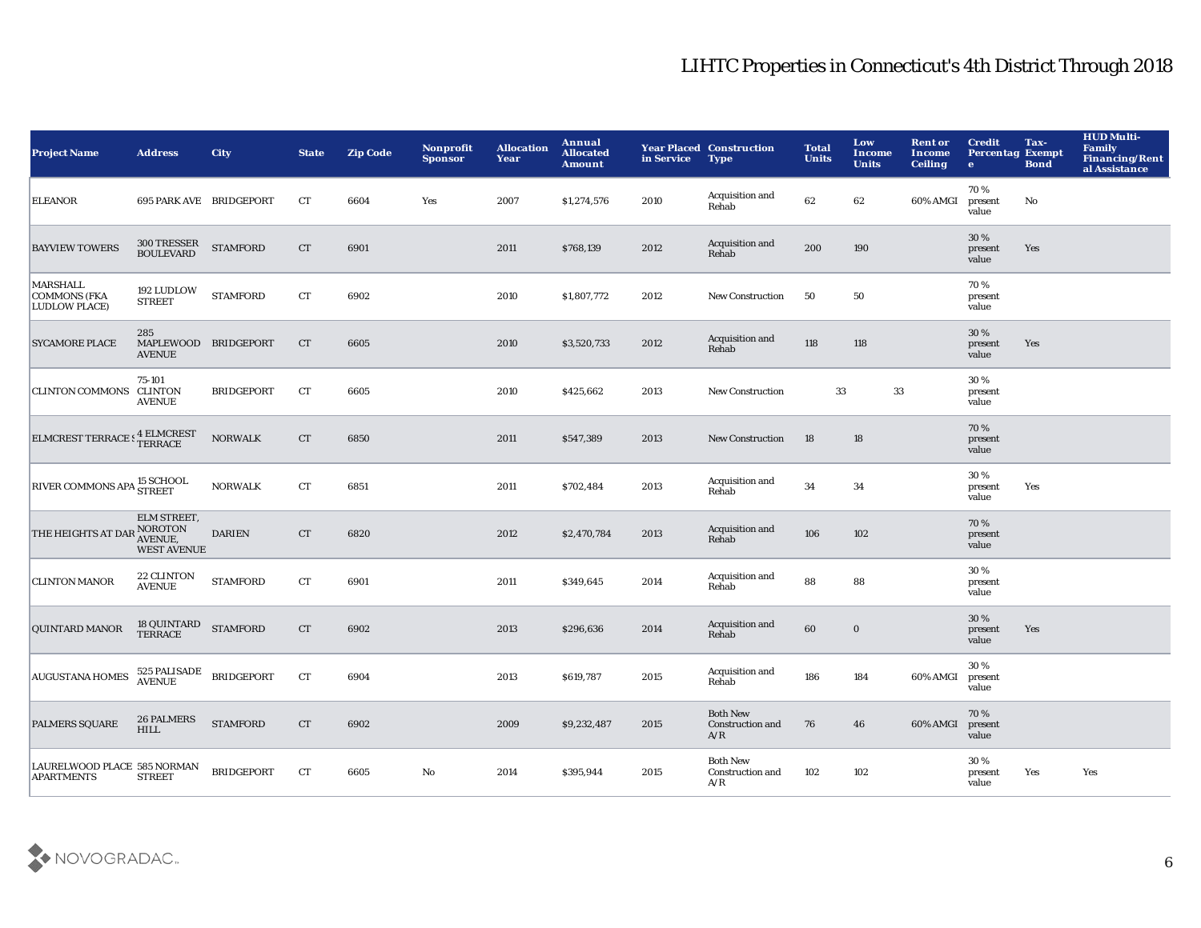# LIHTC Properties in Connecticut's 4th District Through 2018

| Project Name | Address | City | State | Zip Code | Nonprofit Sponsor | Allocation Year | Annual Allocated Amount | Year Placed in Service | Construction Type | Total Units | Low Income Units | Rent or Income Ceiling | Credit Percentage | Tax-Exempt Bond | HUD Multi-Family Financing/Rental Assistance |
|---|---|---|---|---|---|---|---|---|---|---|---|---|---|---|---|
| ELEANOR | 695 PARK AVE | BRIDGEPORT | CT | 6604 | Yes | 2007 | $1,274,576 | 2010 | Acquisition and Rehab | 62 | 62 | 60% AMGI | 70 % present value | No | |
| BAYVIEW TOWERS | 300 TRESSER BOULEVARD | STAMFORD | CT | 6901 | | 2011 | $768,139 | 2012 | Acquisition and Rehab | 200 | 190 | | 30 % present value | Yes | |
| MARSHALL COMMONS (FKA LUDLOW PLACE) | 192 LUDLOW STREET | STAMFORD | CT | 6902 | | 2010 | $1,807,772 | 2012 | New Construction | 50 | 50 | | 70 % present value | | |
| SYCAMORE PLACE | 285 MAPLEWOOD AVENUE | BRIDGEPORT | CT | 6605 | | 2010 | $3,520,733 | 2012 | Acquisition and Rehab | 118 | 118 | | 30 % present value | Yes | |
| CLINTON COMMONS | 75-101 CLINTON AVENUE | BRIDGEPORT | CT | 6605 | | 2010 | $425,662 | 2013 | New Construction | 33 | 33 | | 30 % present value | | |
| ELMCREST TERRACE S | 4 ELMCREST TERRACE | NORWALK | CT | 6850 | | 2011 | $547,389 | 2013 | New Construction | 18 | 18 | | 70 % present value | | |
| RIVER COMMONS APA | 15 SCHOOL STREET | NORWALK | CT | 6851 | | 2011 | $702,484 | 2013 | Acquisition and Rehab | 34 | 34 | | 30 % present value | Yes | |
| THE HEIGHTS AT DAR | ELM STREET, NOROTON AVENUE, WEST AVENUE | DARIEN | CT | 6820 | | 2012 | $2,470,784 | 2013 | Acquisition and Rehab | 106 | 102 | | 70 % present value | | |
| CLINTON MANOR | 22 CLINTON AVENUE | STAMFORD | CT | 6901 | | 2011 | $349,645 | 2014 | Acquisition and Rehab | 88 | 88 | | 30 % present value | | |
| QUINTARD MANOR | 18 QUINTARD TERRACE | STAMFORD | CT | 6902 | | 2013 | $296,636 | 2014 | Acquisition and Rehab | 60 | 0 | | 30 % present value | Yes | |
| AUGUSTANA HOMES | 525 PALISADE AVENUE | BRIDGEPORT | CT | 6904 | | 2013 | $619,787 | 2015 | Acquisition and Rehab | 186 | 184 | 60% AMGI | 30 % present value | | |
| PALMERS SQUARE | 26 PALMERS HILL | STAMFORD | CT | 6902 | | 2009 | $9,232,487 | 2015 | Both New Construction and A/R | 76 | 46 | 60% AMGI | 70 % present value | | |
| LAURELWOOD PLACE APARTMENTS | 585 NORMAN STREET | BRIDGEPORT | CT | 6605 | No | 2014 | $395,944 | 2015 | Both New Construction and A/R | 102 | 102 | | 30 % present value | Yes | Yes |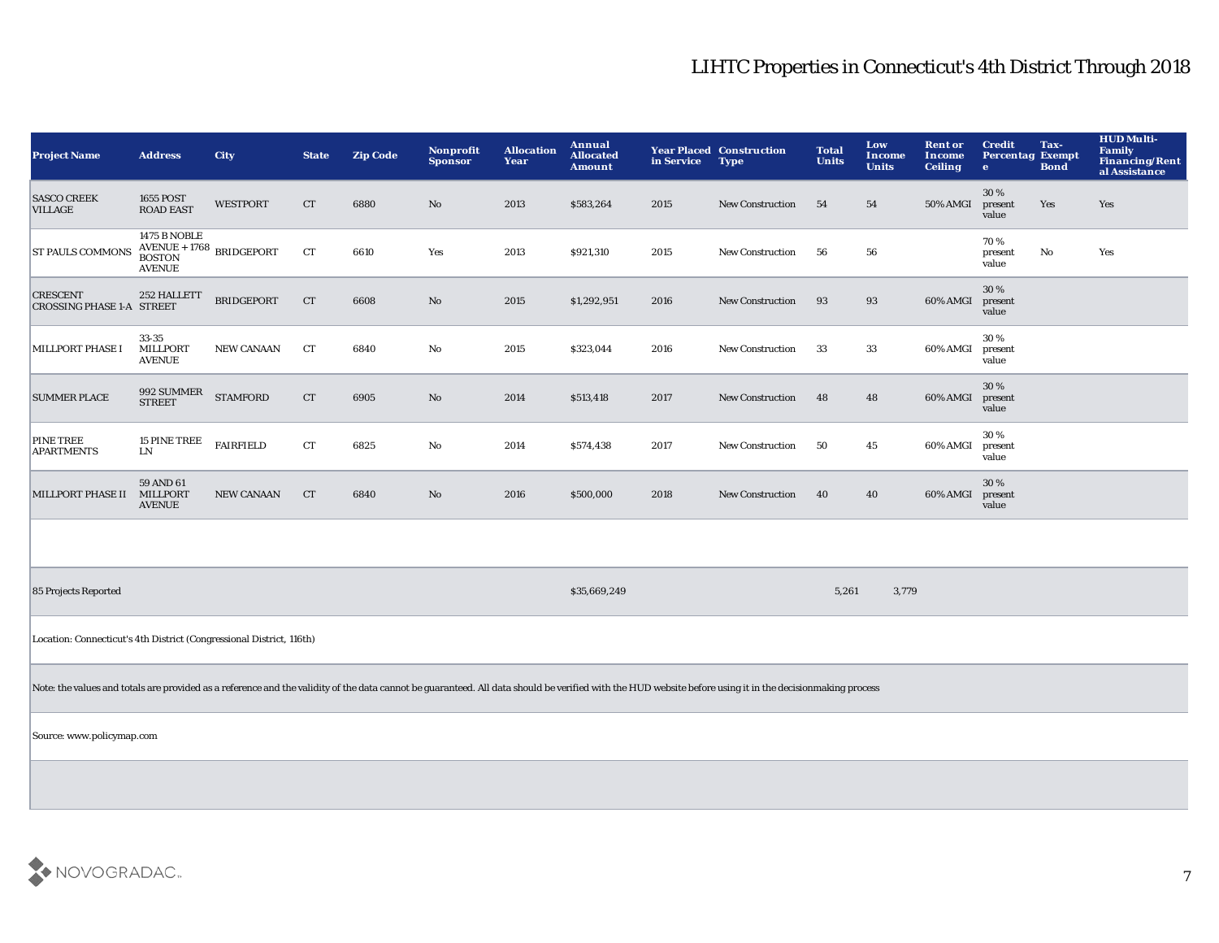# LIHTC Properties in Connecticut's 4th District Through 2018

| Project Name | Address | City | State | Zip Code | Nonprofit Sponsor | Allocation Year | Annual Allocated Amount | Year Placed in Service | Construction Type | Total Units | Low Income Units | Rent or Income Ceiling | Credit Percentage | Tax-Exempt Bond | HUD Multi-Family Financing/Rental Assistance |
|---|---|---|---|---|---|---|---|---|---|---|---|---|---|---|---|
| SASCO CREEK VILLAGE | 1655 POST ROAD EAST | WESTPORT | CT | 6880 | No | 2013 | $583,264 | 2015 | New Construction | 54 | 54 | 50% AMGI | 30 % present value | Yes | Yes |
| ST PAULS COMMONS | 1475 B NOBLE AVENUE + 1768 BOSTON AVENUE | BRIDGEPORT | CT | 6610 | Yes | 2013 | $921,310 | 2015 | New Construction | 56 | 56 | | 70 % present value | No | Yes |
| CRESCENT CROSSING PHASE 1-A | 252 HALLETT STREET | BRIDGEPORT | CT | 6608 | No | 2015 | $1,292,951 | 2016 | New Construction | 93 | 93 | 60% AMGI | 30 % present value | | |
| MILLPORT PHASE I | 33-35 MILLPORT AVENUE | NEW CANAAN | CT | 6840 | No | 2015 | $323,044 | 2016 | New Construction | 33 | 33 | 60% AMGI | 30 % present value | | |
| SUMMER PLACE | 992 SUMMER STREET | STAMFORD | CT | 6905 | No | 2014 | $513,418 | 2017 | New Construction | 48 | 48 | 60% AMGI | 30 % present value | | |
| PINE TREE APARTMENTS | 15 PINE TREE LN | FAIRFIELD | CT | 6825 | No | 2014 | $574,438 | 2017 | New Construction | 50 | 45 | 60% AMGI | 30 % present value | | |
| MILLPORT PHASE II | 59 AND 61 MILLPORT AVENUE | NEW CANAAN | CT | 6840 | No | 2016 | $500,000 | 2018 | New Construction | 40 | 40 | 60% AMGI | 30 % present value | | |
| 85 Projects Reported | | | | | | | $35,669,249 | | | 5,261 | 3,779 | | | | |

Location: Connecticut's 4th District (Congressional District, 116th)

Note: the values and totals are provided as a reference and the validity of the data cannot be guaranteed. All data should be verified with the HUD website before using it in the decisionmaking process

Source: www.policymap.com